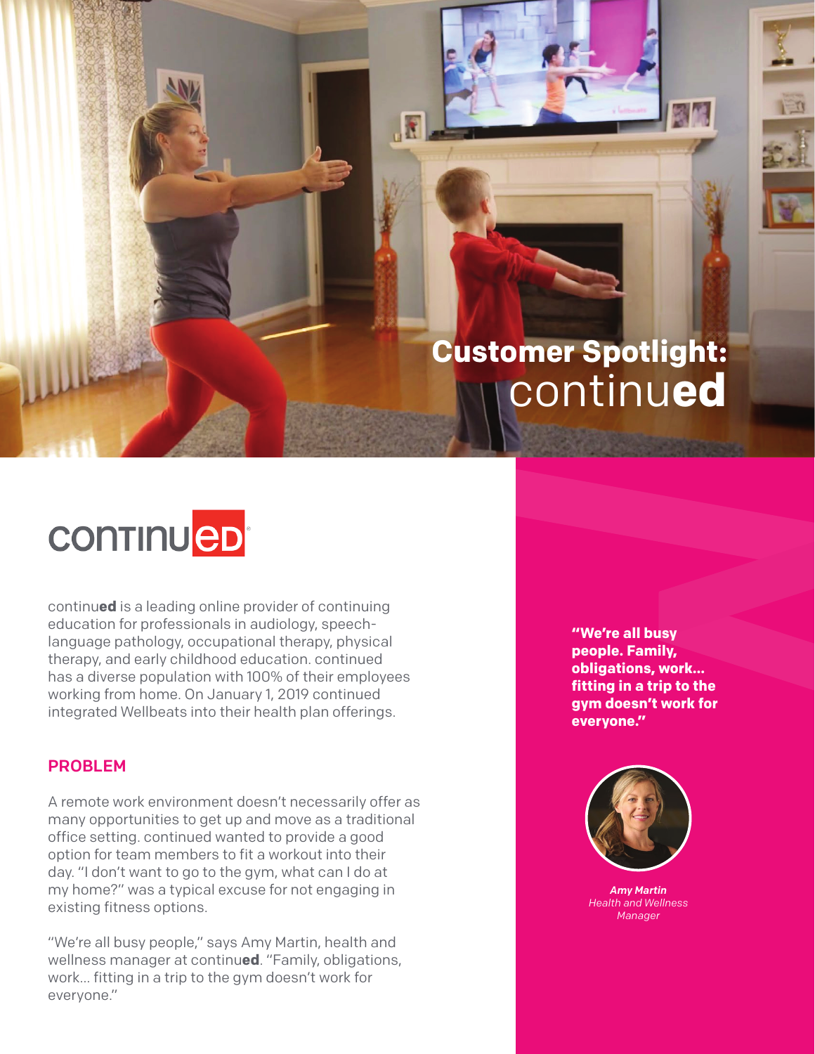# Customer Spotlight: continu**ed**

continu**ed**

continu**ed** is a leading online provider of continuing education for professionals in audiology, speech-language pathology, occupational therapy, physical therapy, and early childhood education. continued has a diverse population with 100% of their employees working from home. On January 1, 2019 continued integrated Wellbeats into their health plan offerings.

## PROBLEM

A remote work environment doesn't necessarily offer as many opportunities to get up and move as a traditional office setting. continued wanted to provide a good option for team members to fit a workout into their day. "I don't want to go to the gym, what can I do at my home?" was a typical excuse for not engaging in existing fitness options.

"We're all busy people," says Amy Martin, health and wellness manager at continu**ed**. "Family, obligations, work… fitting in a trip to the gym doesn't work for everyone."

**"We're all busy people. Family, obligations, work… fitting in a trip to the gym doesn't work for everyone."**

***Amy Martin***
*Health and Wellness Manager*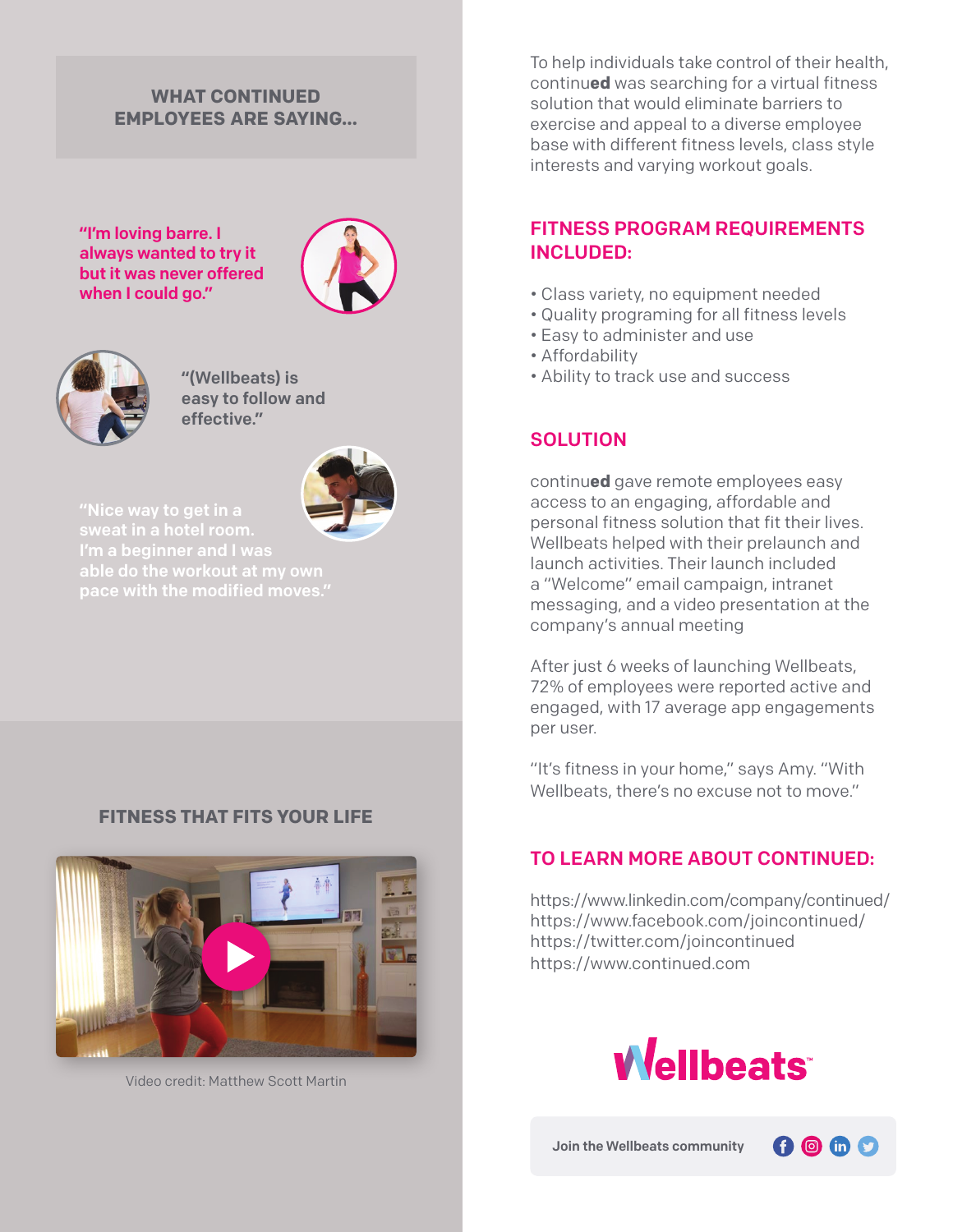## WHAT CONTINUED EMPLOYEES ARE SAYING...

**"I'm loving barre. I always wanted to try it but it was never offered when I could go."**

**"(Wellbeats) is easy to follow and effective."**

**"Nice way to get in a sweat in a hotel room. I'm a beginner and I was able do the workout at my own pace with the modified moves."**

## FITNESS THAT FITS YOUR LIFE

Video credit: Matthew Scott Martin

To help individuals take control of their health, continu**ed** was searching for a virtual fitness solution that would eliminate barriers to exercise and appeal to a diverse employee base with different fitness levels, class style interests and varying workout goals.

## FITNESS PROGRAM REQUIREMENTS INCLUDED:

- Class variety, no equipment needed
- Quality programing for all fitness levels
- Easy to administer and use
- Affordability
- Ability to track use and success

## SOLUTION

continu**ed** gave remote employees easy access to an engaging, affordable and personal fitness solution that fit their lives. Wellbeats helped with their prelaunch and launch activities. Their launch included a "Welcome" email campaign, intranet messaging, and a video presentation at the company's annual meeting

After just 6 weeks of launching Wellbeats, 72% of employees were reported active and engaged, with 17 average app engagements per user.

"It's fitness in your home," says Amy. "With Wellbeats, there's no excuse not to move."

## TO LEARN MORE ABOUT CONTINUED:

https://www.linkedin.com/company/continued/
https://www.facebook.com/joincontinued/
https://twitter.com/joincontinued
https://www.continued.com

Wellbeats™

Join the Wellbeats community